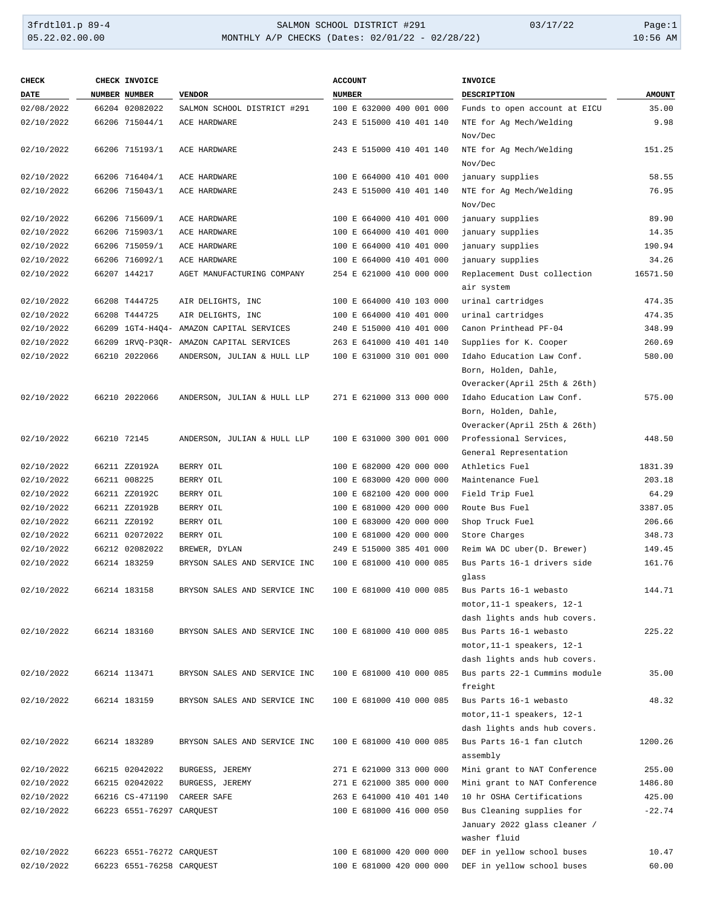3frdtl01.p 89-4 SALMON SCHOOL DISTRICT #291 03/17/22 Page:1
05.22.02.00.00 MONTHLY A/P CHECKS (Dates: 02/01/22 - 02/28/22) 10:56 AM

| CHECK DATE | CHECK NUMBER | INVOICE NUMBER | VENDOR | ACCOUNT NUMBER | INVOICE DESCRIPTION | AMOUNT |
|---|---|---|---|---|---|---|
| 02/08/2022 | 66204 | 02082022 | SALMON SCHOOL DISTRICT #291 | 100 E 632000 400 001 000 | Funds to open account at EICU | 35.00 |
| 02/10/2022 | 66206 | 715044/1 | ACE HARDWARE | 243 E 515000 410 401 140 | NTE for Ag Mech/Welding Nov/Dec | 9.98 |
| 02/10/2022 | 66206 | 715193/1 | ACE HARDWARE | 243 E 515000 410 401 140 | NTE for Ag Mech/Welding Nov/Dec | 151.25 |
| 02/10/2022 | 66206 | 716404/1 | ACE HARDWARE | 100 E 664000 410 401 000 | january supplies | 58.55 |
| 02/10/2022 | 66206 | 715043/1 | ACE HARDWARE | 243 E 515000 410 401 140 | NTE for Ag Mech/Welding Nov/Dec | 76.95 |
| 02/10/2022 | 66206 | 715609/1 | ACE HARDWARE | 100 E 664000 410 401 000 | january supplies | 89.90 |
| 02/10/2022 | 66206 | 715903/1 | ACE HARDWARE | 100 E 664000 410 401 000 | january supplies | 14.35 |
| 02/10/2022 | 66206 | 715059/1 | ACE HARDWARE | 100 E 664000 410 401 000 | january supplies | 190.94 |
| 02/10/2022 | 66206 | 716092/1 | ACE HARDWARE | 100 E 664000 410 401 000 | january supplies | 34.26 |
| 02/10/2022 | 66207 | 144217 | AGET MANUFACTURING COMPANY | 254 E 621000 410 000 000 | Replacement Dust collection air system | 16571.50 |
| 02/10/2022 | 66208 | T444725 | AIR DELIGHTS, INC | 100 E 664000 410 103 000 | urinal cartridges | 474.35 |
| 02/10/2022 | 66208 | T444725 | AIR DELIGHTS, INC | 100 E 664000 410 401 000 | urinal cartridges | 474.35 |
| 02/10/2022 | 66209 | 1GT4-H4Q4- | AMAZON CAPITAL SERVICES | 240 E 515000 410 401 000 | Canon Printhead PF-04 | 348.99 |
| 02/10/2022 | 66209 | 1RVQ-P3QR- | AMAZON CAPITAL SERVICES | 263 E 641000 410 401 140 | Supplies for K. Cooper | 260.69 |
| 02/10/2022 | 66210 | 2022066 | ANDERSON, JULIAN & HULL LLP | 100 E 631000 310 001 000 | Idaho Education Law Conf. Born, Holden, Dahle, Overacker(April 25th & 26th) | 580.00 |
| 02/10/2022 | 66210 | 2022066 | ANDERSON, JULIAN & HULL LLP | 271 E 621000 313 000 000 | Idaho Education Law Conf. Born, Holden, Dahle, Overacker(April 25th & 26th) | 575.00 |
| 02/10/2022 | 66210 | 72145 | ANDERSON, JULIAN & HULL LLP | 100 E 631000 300 001 000 | Professional Services, General Representation | 448.50 |
| 02/10/2022 | 66211 | ZZ0192A | BERRY OIL | 100 E 682000 420 000 000 | Athletics Fuel | 1831.39 |
| 02/10/2022 | 66211 | 008225 | BERRY OIL | 100 E 683000 420 000 000 | Maintenance Fuel | 203.18 |
| 02/10/2022 | 66211 | ZZ0192C | BERRY OIL | 100 E 682100 420 000 000 | Field Trip Fuel | 64.29 |
| 02/10/2022 | 66211 | ZZ0192B | BERRY OIL | 100 E 681000 420 000 000 | Route Bus Fuel | 3387.05 |
| 02/10/2022 | 66211 | ZZ0192 | BERRY OIL | 100 E 683000 420 000 000 | Shop Truck Fuel | 206.66 |
| 02/10/2022 | 66211 | 02072022 | BERRY OIL | 100 E 681000 420 000 000 | Store Charges | 348.73 |
| 02/10/2022 | 66212 | 02082022 | BREWER, DYLAN | 249 E 515000 385 401 000 | Reim WA DC uber(D. Brewer) | 149.45 |
| 02/10/2022 | 66214 | 183259 | BRYSON SALES AND SERVICE INC | 100 E 681000 410 000 085 | Bus Parts 16-1 drivers side glass | 161.76 |
| 02/10/2022 | 66214 | 183158 | BRYSON SALES AND SERVICE INC | 100 E 681000 410 000 085 | Bus Parts 16-1 webasto motor,11-1 speakers, 12-1 dash lights ands hub covers. | 144.71 |
| 02/10/2022 | 66214 | 183160 | BRYSON SALES AND SERVICE INC | 100 E 681000 410 000 085 | Bus Parts 16-1 webasto motor,11-1 speakers, 12-1 dash lights ands hub covers. | 225.22 |
| 02/10/2022 | 66214 | 113471 | BRYSON SALES AND SERVICE INC | 100 E 681000 410 000 085 | Bus parts 22-1 Cummins module freight | 35.00 |
| 02/10/2022 | 66214 | 183159 | BRYSON SALES AND SERVICE INC | 100 E 681000 410 000 085 | Bus Parts 16-1 webasto motor,11-1 speakers, 12-1 dash lights ands hub covers. | 48.32 |
| 02/10/2022 | 66214 | 183289 | BRYSON SALES AND SERVICE INC | 100 E 681000 410 000 085 | Bus Parts 16-1 fan clutch assembly | 1200.26 |
| 02/10/2022 | 66215 | 02042022 | BURGESS, JEREMY | 271 E 621000 313 000 000 | Mini grant to NAT Conference | 255.00 |
| 02/10/2022 | 66215 | 02042022 | BURGESS, JEREMY | 271 E 621000 385 000 000 | Mini grant to NAT Conference | 1486.80 |
| 02/10/2022 | 66216 | CS-471190 | CAREER SAFE | 263 E 641000 410 401 140 | 10 hr OSHA Certifications | 425.00 |
| 02/10/2022 | 66223 | 6551-76297 | CARQUEST | 100 E 681000 416 000 050 | Bus Cleaning supplies for January 2022 glass cleaner / washer fluid | -22.74 |
| 02/10/2022 | 66223 | 6551-76272 | CARQUEST | 100 E 681000 420 000 000 | DEF in yellow school buses | 10.47 |
| 02/10/2022 | 66223 | 6551-76258 | CARQUEST | 100 E 681000 420 000 000 | DEF in yellow school buses | 60.00 |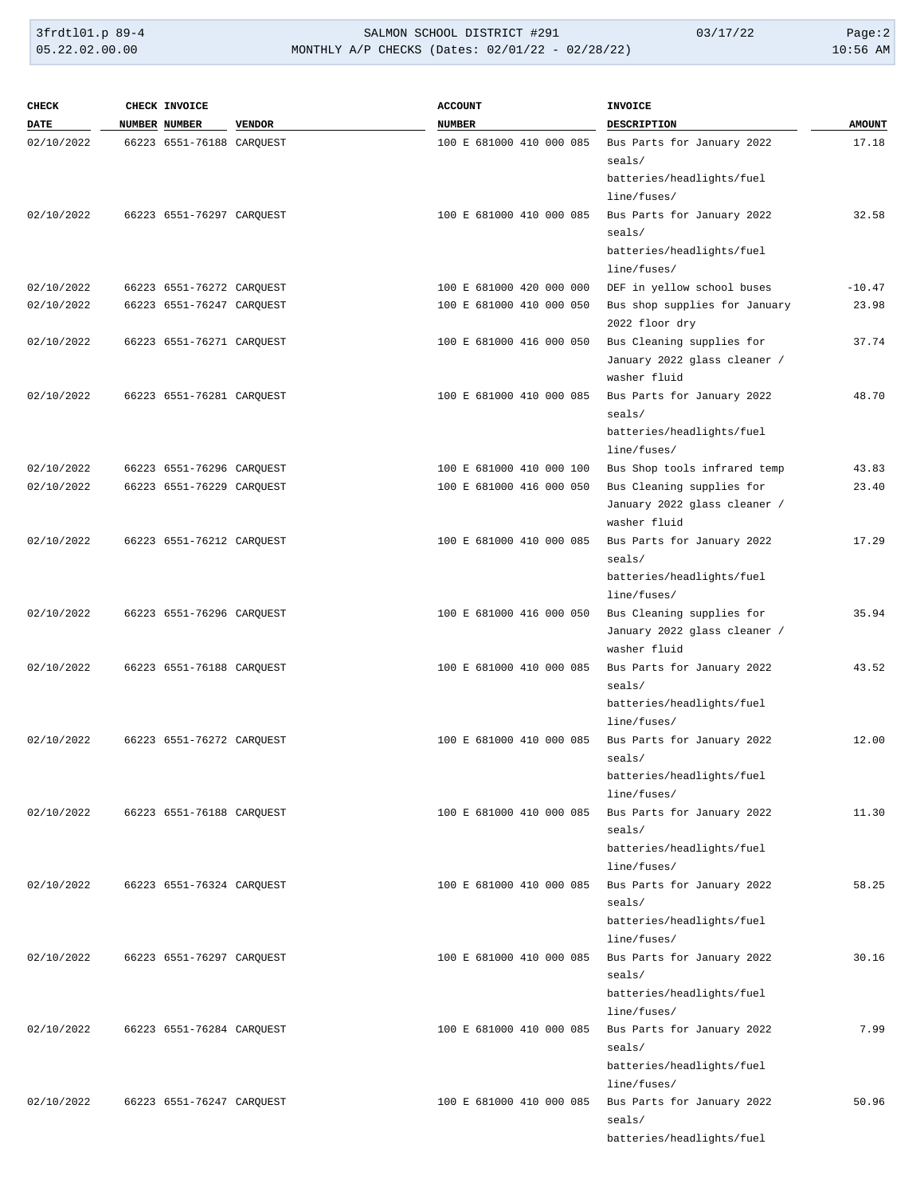| CHECK DATE | CHECK NUMBER | INVOICE NUMBER | VENDOR | ACCOUNT NUMBER | INVOICE DESCRIPTION | AMOUNT |
|---|---|---|---|---|---|---|
| 02/10/2022 | 66223 | 6551-76188 | CARQUEST | 100 E 681000 410 000 085 | Bus Parts for January 2022 seals/ batteries/headlights/fuel line/fuses/ | 17.18 |
| 02/10/2022 | 66223 | 6551-76297 | CARQUEST | 100 E 681000 410 000 085 | Bus Parts for January 2022 seals/ batteries/headlights/fuel line/fuses/ | 32.58 |
| 02/10/2022 | 66223 | 6551-76272 | CARQUEST | 100 E 681000 420 000 000 | DEF in yellow school buses | -10.47 |
| 02/10/2022 | 66223 | 6551-76247 | CARQUEST | 100 E 681000 410 000 050 | Bus shop supplies for January 2022 floor dry | 23.98 |
| 02/10/2022 | 66223 | 6551-76271 | CARQUEST | 100 E 681000 416 000 050 | Bus Cleaning supplies for January 2022 glass cleaner / washer fluid | 37.74 |
| 02/10/2022 | 66223 | 6551-76281 | CARQUEST | 100 E 681000 410 000 085 | Bus Parts for January 2022 seals/ batteries/headlights/fuel line/fuses/ | 48.70 |
| 02/10/2022 | 66223 | 6551-76296 | CARQUEST | 100 E 681000 410 000 100 | Bus Shop tools infrared temp | 43.83 |
| 02/10/2022 | 66223 | 6551-76229 | CARQUEST | 100 E 681000 416 000 050 | Bus Cleaning supplies for January 2022 glass cleaner / washer fluid | 23.40 |
| 02/10/2022 | 66223 | 6551-76212 | CARQUEST | 100 E 681000 410 000 085 | Bus Parts for January 2022 seals/ batteries/headlights/fuel line/fuses/ | 17.29 |
| 02/10/2022 | 66223 | 6551-76296 | CARQUEST | 100 E 681000 416 000 050 | Bus Cleaning supplies for January 2022 glass cleaner / washer fluid | 35.94 |
| 02/10/2022 | 66223 | 6551-76188 | CARQUEST | 100 E 681000 410 000 085 | Bus Parts for January 2022 seals/ batteries/headlights/fuel line/fuses/ | 43.52 |
| 02/10/2022 | 66223 | 6551-76272 | CARQUEST | 100 E 681000 410 000 085 | Bus Parts for January 2022 seals/ batteries/headlights/fuel line/fuses/ | 12.00 |
| 02/10/2022 | 66223 | 6551-76188 | CARQUEST | 100 E 681000 410 000 085 | Bus Parts for January 2022 seals/ batteries/headlights/fuel line/fuses/ | 11.30 |
| 02/10/2022 | 66223 | 6551-76324 | CARQUEST | 100 E 681000 410 000 085 | Bus Parts for January 2022 seals/ batteries/headlights/fuel line/fuses/ | 58.25 |
| 02/10/2022 | 66223 | 6551-76297 | CARQUEST | 100 E 681000 410 000 085 | Bus Parts for January 2022 seals/ batteries/headlights/fuel line/fuses/ | 30.16 |
| 02/10/2022 | 66223 | 6551-76284 | CARQUEST | 100 E 681000 410 000 085 | Bus Parts for January 2022 seals/ batteries/headlights/fuel line/fuses/ | 7.99 |
| 02/10/2022 | 66223 | 6551-76247 | CARQUEST | 100 E 681000 410 000 085 | Bus Parts for January 2022 seals/ batteries/headlights/fuel | 50.96 |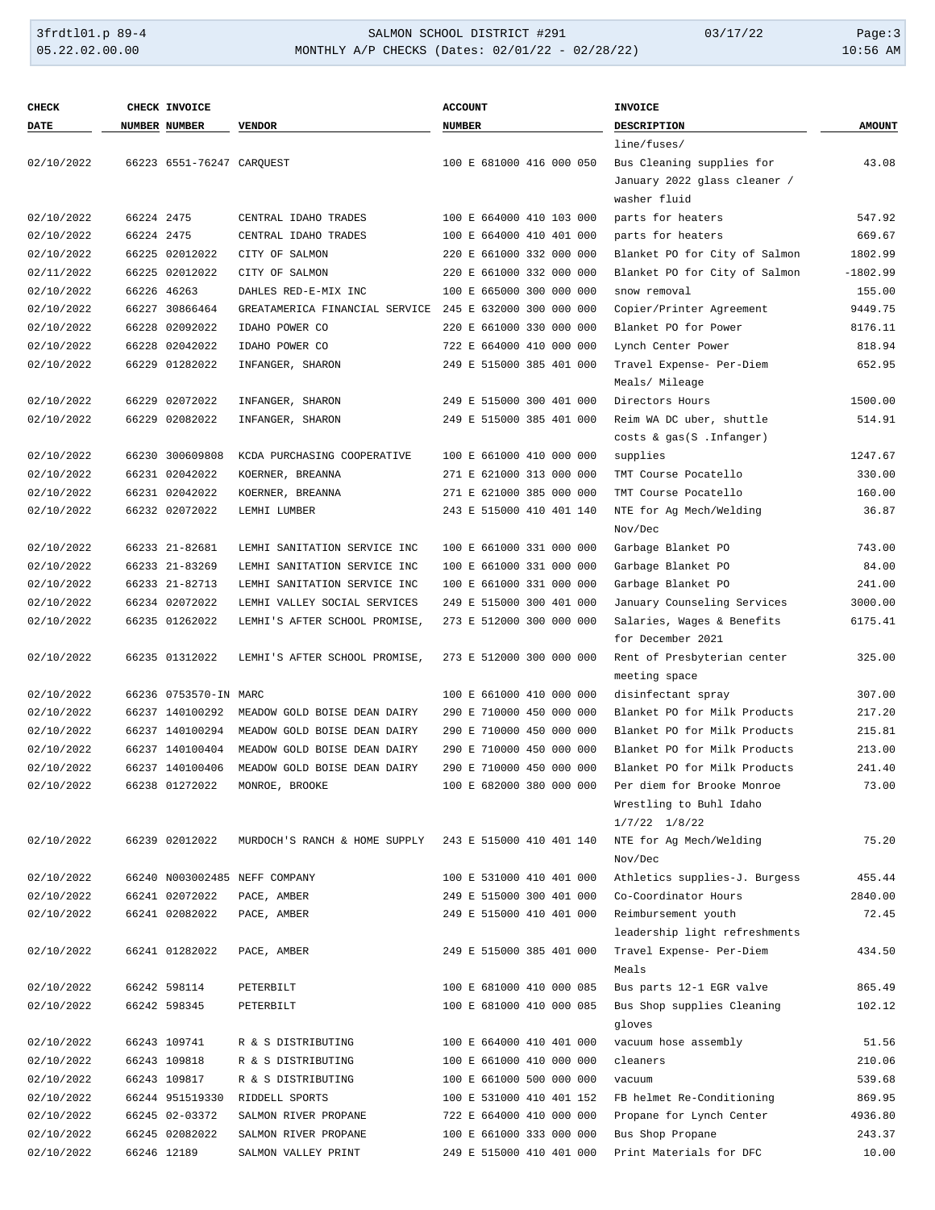| CHECK DATE | CHECK NUMBER | INVOICE NUMBER | VENDOR | ACCOUNT NUMBER | INVOICE DESCRIPTION | AMOUNT |
|---|---|---|---|---|---|---|
| | | | | | line/fuses/ | |
| 02/10/2022 | 66223 | 6551-76247 | CARQUEST | 100 E 681000 416 000 050 | Bus Cleaning supplies for January 2022 glass cleaner / washer fluid | 43.08 |
| 02/10/2022 | 66224 | 2475 | CENTRAL IDAHO TRADES | 100 E 664000 410 103 000 | parts for heaters | 547.92 |
| 02/10/2022 | 66224 | 2475 | CENTRAL IDAHO TRADES | 100 E 664000 410 401 000 | parts for heaters | 669.67 |
| 02/10/2022 | 66225 | 02012022 | CITY OF SALMON | 220 E 661000 332 000 000 | Blanket PO for City of Salmon | 1802.99 |
| 02/11/2022 | 66225 | 02012022 | CITY OF SALMON | 220 E 661000 332 000 000 | Blanket PO for City of Salmon | -1802.99 |
| 02/10/2022 | 66226 | 46263 | DAHLES RED-E-MIX INC | 100 E 665000 300 000 000 | snow removal | 155.00 |
| 02/10/2022 | 66227 | 30866464 | GREATAMERICA FINANCIAL SERVICE | 245 E 632000 300 000 000 | Copier/Printer Agreement | 9449.75 |
| 02/10/2022 | 66228 | 02092022 | IDAHO POWER CO | 220 E 661000 330 000 000 | Blanket PO for Power | 8176.11 |
| 02/10/2022 | 66228 | 02042022 | IDAHO POWER CO | 722 E 664000 410 000 000 | Lynch Center Power | 818.94 |
| 02/10/2022 | 66229 | 01282022 | INFANGER, SHARON | 249 E 515000 385 401 000 | Travel Expense- Per-Diem Meals/ Mileage | 652.95 |
| 02/10/2022 | 66229 | 02072022 | INFANGER, SHARON | 249 E 515000 300 401 000 | Directors Hours | 1500.00 |
| 02/10/2022 | 66229 | 02082022 | INFANGER, SHARON | 249 E 515000 385 401 000 | Reim WA DC uber, shuttle costs & gas(S .Infanger) | 514.91 |
| 02/10/2022 | 66230 | 300609808 | KCDA PURCHASING COOPERATIVE | 100 E 661000 410 000 000 | supplies | 1247.67 |
| 02/10/2022 | 66231 | 02042022 | KOERNER, BREANNA | 271 E 621000 313 000 000 | TMT Course Pocatello | 330.00 |
| 02/10/2022 | 66231 | 02042022 | KOERNER, BREANNA | 271 E 621000 385 000 000 | TMT Course Pocatello | 160.00 |
| 02/10/2022 | 66232 | 02072022 | LEMHI LUMBER | 243 E 515000 410 401 140 | NTE for Ag Mech/Welding Nov/Dec | 36.87 |
| 02/10/2022 | 66233 | 21-82681 | LEMHI SANITATION SERVICE INC | 100 E 661000 331 000 000 | Garbage Blanket PO | 743.00 |
| 02/10/2022 | 66233 | 21-83269 | LEMHI SANITATION SERVICE INC | 100 E 661000 331 000 000 | Garbage Blanket PO | 84.00 |
| 02/10/2022 | 66233 | 21-82713 | LEMHI SANITATION SERVICE INC | 100 E 661000 331 000 000 | Garbage Blanket PO | 241.00 |
| 02/10/2022 | 66234 | 02072022 | LEMHI VALLEY SOCIAL SERVICES | 249 E 515000 300 401 000 | January Counseling Services | 3000.00 |
| 02/10/2022 | 66235 | 01262022 | LEMHI'S AFTER SCHOOL PROMISE, | 273 E 512000 300 000 000 | Salaries, Wages & Benefits for December 2021 | 6175.41 |
| 02/10/2022 | 66235 | 01312022 | LEMHI'S AFTER SCHOOL PROMISE, | 273 E 512000 300 000 000 | Rent of Presbyterian center meeting space | 325.00 |
| 02/10/2022 | 66236 | 0753570-IN | MARC | 100 E 661000 410 000 000 | disinfectant spray | 307.00 |
| 02/10/2022 | 66237 | 140100292 | MEADOW GOLD BOISE DEAN DAIRY | 290 E 710000 450 000 000 | Blanket PO for Milk Products | 217.20 |
| 02/10/2022 | 66237 | 140100294 | MEADOW GOLD BOISE DEAN DAIRY | 290 E 710000 450 000 000 | Blanket PO for Milk Products | 215.81 |
| 02/10/2022 | 66237 | 140100404 | MEADOW GOLD BOISE DEAN DAIRY | 290 E 710000 450 000 000 | Blanket PO for Milk Products | 213.00 |
| 02/10/2022 | 66237 | 140100406 | MEADOW GOLD BOISE DEAN DAIRY | 290 E 710000 450 000 000 | Blanket PO for Milk Products | 241.40 |
| 02/10/2022 | 66238 | 01272022 | MONROE, BROOKE | 100 E 682000 380 000 000 | Per diem for Brooke Monroe Wrestling to Buhl Idaho 1/7/22 1/8/22 | 73.00 |
| 02/10/2022 | 66239 | 02012022 | MURDOCH'S RANCH & HOME SUPPLY | 243 E 515000 410 401 140 | NTE for Ag Mech/Welding Nov/Dec | 75.20 |
| 02/10/2022 | 66240 | N003002485 | NEFF COMPANY | 100 E 531000 410 401 000 | Athletics supplies-J. Burgess | 455.44 |
| 02/10/2022 | 66241 | 02072022 | PACE, AMBER | 249 E 515000 300 401 000 | Co-Coordinator Hours | 2840.00 |
| 02/10/2022 | 66241 | 02082022 | PACE, AMBER | 249 E 515000 410 401 000 | Reimbursement youth leadership light refreshments | 72.45 |
| 02/10/2022 | 66241 | 01282022 | PACE, AMBER | 249 E 515000 385 401 000 | Travel Expense- Per-Diem Meals | 434.50 |
| 02/10/2022 | 66242 | 598114 | PETERBILT | 100 E 681000 410 000 085 | Bus parts 12-1 EGR valve | 865.49 |
| 02/10/2022 | 66242 | 598345 | PETERBILT | 100 E 681000 410 000 085 | Bus Shop supplies Cleaning gloves | 102.12 |
| 02/10/2022 | 66243 | 109741 | R & S DISTRIBUTING | 100 E 664000 410 401 000 | vacuum hose assembly | 51.56 |
| 02/10/2022 | 66243 | 109818 | R & S DISTRIBUTING | 100 E 661000 410 000 000 | cleaners | 210.06 |
| 02/10/2022 | 66243 | 109817 | R & S DISTRIBUTING | 100 E 661000 500 000 000 | vacuum | 539.68 |
| 02/10/2022 | 66244 | 951519330 | RIDDELL SPORTS | 100 E 531000 410 401 152 | FB helmet Re-Conditioning | 869.95 |
| 02/10/2022 | 66245 | 02-03372 | SALMON RIVER PROPANE | 722 E 664000 410 000 000 | Propane for Lynch Center | 4936.80 |
| 02/10/2022 | 66245 | 02082022 | SALMON RIVER PROPANE | 100 E 661000 333 000 000 | Bus Shop Propane | 243.37 |
| 02/10/2022 | 66246 | 12189 | SALMON VALLEY PRINT | 249 E 515000 410 401 000 | Print Materials for DFC | 10.00 |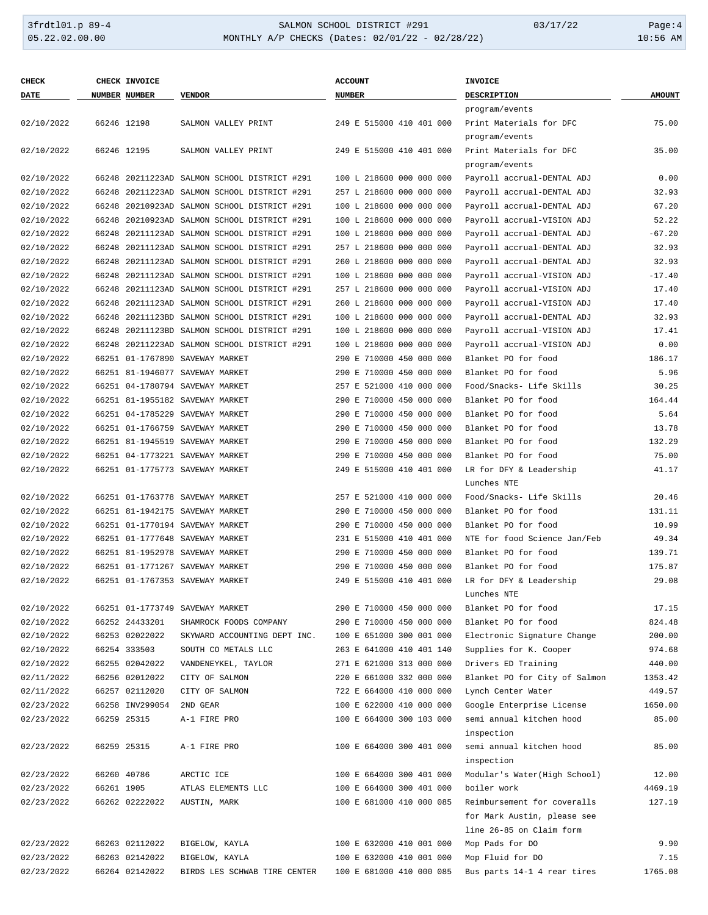| CHECK DATE | CHECK NUMBER | INVOICE NUMBER | VENDOR | ACCOUNT NUMBER | INVOICE DESCRIPTION | AMOUNT |
|---|---|---|---|---|---|---|
| | | | | | program/events | |
| 02/10/2022 | 66246 | 12198 | SALMON VALLEY PRINT | 249 E 515000 410 401 000 | Print Materials for DFC program/events | 75.00 |
| 02/10/2022 | 66246 | 12195 | SALMON VALLEY PRINT | 249 E 515000 410 401 000 | Print Materials for DFC program/events | 35.00 |
| 02/10/2022 | 66248 | 20211223AD | SALMON SCHOOL DISTRICT #291 | 100 L 218600 000 000 000 | Payroll accrual-DENTAL ADJ | 0.00 |
| 02/10/2022 | 66248 | 20211223AD | SALMON SCHOOL DISTRICT #291 | 257 L 218600 000 000 000 | Payroll accrual-DENTAL ADJ | 32.93 |
| 02/10/2022 | 66248 | 20210923AD | SALMON SCHOOL DISTRICT #291 | 100 L 218600 000 000 000 | Payroll accrual-DENTAL ADJ | 67.20 |
| 02/10/2022 | 66248 | 20210923AD | SALMON SCHOOL DISTRICT #291 | 100 L 218600 000 000 000 | Payroll accrual-VISION ADJ | 52.22 |
| 02/10/2022 | 66248 | 20211123AD | SALMON SCHOOL DISTRICT #291 | 100 L 218600 000 000 000 | Payroll accrual-DENTAL ADJ | -67.20 |
| 02/10/2022 | 66248 | 20211123AD | SALMON SCHOOL DISTRICT #291 | 257 L 218600 000 000 000 | Payroll accrual-DENTAL ADJ | 32.93 |
| 02/10/2022 | 66248 | 20211123AD | SALMON SCHOOL DISTRICT #291 | 260 L 218600 000 000 000 | Payroll accrual-DENTAL ADJ | 32.93 |
| 02/10/2022 | 66248 | 20211123AD | SALMON SCHOOL DISTRICT #291 | 100 L 218600 000 000 000 | Payroll accrual-VISION ADJ | -17.40 |
| 02/10/2022 | 66248 | 20211123AD | SALMON SCHOOL DISTRICT #291 | 257 L 218600 000 000 000 | Payroll accrual-VISION ADJ | 17.40 |
| 02/10/2022 | 66248 | 20211123AD | SALMON SCHOOL DISTRICT #291 | 260 L 218600 000 000 000 | Payroll accrual-VISION ADJ | 17.40 |
| 02/10/2022 | 66248 | 20211123BD | SALMON SCHOOL DISTRICT #291 | 100 L 218600 000 000 000 | Payroll accrual-DENTAL ADJ | 32.93 |
| 02/10/2022 | 66248 | 20211123BD | SALMON SCHOOL DISTRICT #291 | 100 L 218600 000 000 000 | Payroll accrual-VISION ADJ | 17.41 |
| 02/10/2022 | 66248 | 20211223AD | SALMON SCHOOL DISTRICT #291 | 100 L 218600 000 000 000 | Payroll accrual-VISION ADJ | 0.00 |
| 02/10/2022 | 66251 | 01-1767890 | SAVEWAY MARKET | 290 E 710000 450 000 000 | Blanket PO for food | 186.17 |
| 02/10/2022 | 66251 | 81-1946077 | SAVEWAY MARKET | 290 E 710000 450 000 000 | Blanket PO for food | 5.96 |
| 02/10/2022 | 66251 | 04-1780794 | SAVEWAY MARKET | 257 E 521000 410 000 000 | Food/Snacks- Life Skills | 30.25 |
| 02/10/2022 | 66251 | 81-1955182 | SAVEWAY MARKET | 290 E 710000 450 000 000 | Blanket PO for food | 164.44 |
| 02/10/2022 | 66251 | 04-1785229 | SAVEWAY MARKET | 290 E 710000 450 000 000 | Blanket PO for food | 5.64 |
| 02/10/2022 | 66251 | 01-1766759 | SAVEWAY MARKET | 290 E 710000 450 000 000 | Blanket PO for food | 13.78 |
| 02/10/2022 | 66251 | 81-1945519 | SAVEWAY MARKET | 290 E 710000 450 000 000 | Blanket PO for food | 132.29 |
| 02/10/2022 | 66251 | 04-1773221 | SAVEWAY MARKET | 290 E 710000 450 000 000 | Blanket PO for food | 75.00 |
| 02/10/2022 | 66251 | 01-1775773 | SAVEWAY MARKET | 249 E 515000 410 401 000 | LR for DFY & Leadership Lunches NTE | 41.17 |
| 02/10/2022 | 66251 | 01-1763778 | SAVEWAY MARKET | 257 E 521000 410 000 000 | Food/Snacks- Life Skills | 20.46 |
| 02/10/2022 | 66251 | 81-1942175 | SAVEWAY MARKET | 290 E 710000 450 000 000 | Blanket PO for food | 131.11 |
| 02/10/2022 | 66251 | 01-1770194 | SAVEWAY MARKET | 290 E 710000 450 000 000 | Blanket PO for food | 10.99 |
| 02/10/2022 | 66251 | 01-1777648 | SAVEWAY MARKET | 231 E 515000 410 401 000 | NTE for food Science Jan/Feb | 49.34 |
| 02/10/2022 | 66251 | 81-1952978 | SAVEWAY MARKET | 290 E 710000 450 000 000 | Blanket PO for food | 139.71 |
| 02/10/2022 | 66251 | 01-1771267 | SAVEWAY MARKET | 290 E 710000 450 000 000 | Blanket PO for food | 175.87 |
| 02/10/2022 | 66251 | 01-1767353 | SAVEWAY MARKET | 249 E 515000 410 401 000 | LR for DFY & Leadership Lunches NTE | 29.08 |
| 02/10/2022 | 66251 | 01-1773749 | SAVEWAY MARKET | 290 E 710000 450 000 000 | Blanket PO for food | 17.15 |
| 02/10/2022 | 66252 | 24433201 | SHAMROCK FOODS COMPANY | 290 E 710000 450 000 000 | Blanket PO for food | 824.48 |
| 02/10/2022 | 66253 | 02022022 | SKYWARD ACCOUNTING DEPT INC. | 100 E 651000 300 001 000 | Electronic Signature Change | 200.00 |
| 02/10/2022 | 66254 | 333503 | SOUTH CO METALS LLC | 263 E 641000 410 401 140 | Supplies for K. Cooper | 974.68 |
| 02/10/2022 | 66255 | 02042022 | VANDENEYKEL, TAYLOR | 271 E 621000 313 000 000 | Drivers ED Training | 440.00 |
| 02/11/2022 | 66256 | 02012022 | CITY OF SALMON | 220 E 661000 332 000 000 | Blanket PO for City of Salmon | 1353.42 |
| 02/11/2022 | 66257 | 02112020 | CITY OF SALMON | 722 E 664000 410 000 000 | Lynch Center Water | 449.57 |
| 02/23/2022 | 66258 | INV299054 | 2ND GEAR | 100 E 622000 410 000 000 | Google Enterprise License | 1650.00 |
| 02/23/2022 | 66259 | 25315 | A-1 FIRE PRO | 100 E 664000 300 103 000 | semi annual kitchen hood inspection | 85.00 |
| 02/23/2022 | 66259 | 25315 | A-1 FIRE PRO | 100 E 664000 300 401 000 | semi annual kitchen hood inspection | 85.00 |
| 02/23/2022 | 66260 | 40786 | ARCTIC ICE | 100 E 664000 300 401 000 | Modular's Water(High School) | 12.00 |
| 02/23/2022 | 66261 | 1905 | ATLAS ELEMENTS LLC | 100 E 664000 300 401 000 | boiler work | 4469.19 |
| 02/23/2022 | 66262 | 02222022 | AUSTIN, MARK | 100 E 681000 410 000 085 | Reimbursement for coveralls for Mark Austin, please see line 26-85 on Claim form | 127.19 |
| 02/23/2022 | 66263 | 02112022 | BIGELOW, KAYLA | 100 E 632000 410 001 000 | Mop Pads for DO | 9.90 |
| 02/23/2022 | 66263 | 02142022 | BIGELOW, KAYLA | 100 E 632000 410 001 000 | Mop Fluid for DO | 7.15 |
| 02/23/2022 | 66264 | 02142022 | BIRDS LES SCHWAB TIRE CENTER | 100 E 681000 410 000 085 | Bus parts 14-1 4 rear tires | 1765.08 |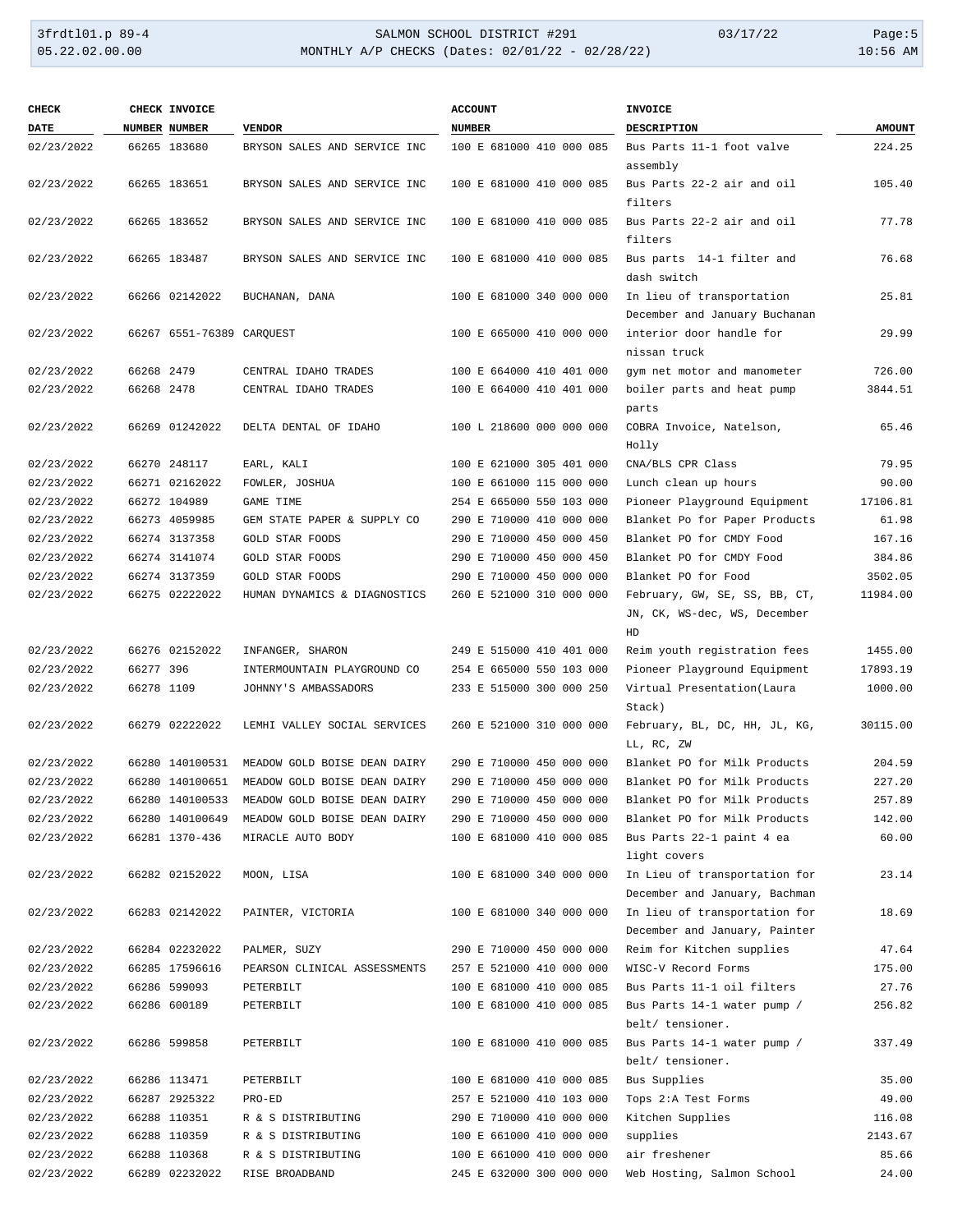| CHECK DATE | CHECK NUMBER | INVOICE NUMBER | VENDOR | ACCOUNT NUMBER | INVOICE DESCRIPTION | AMOUNT |
|---|---|---|---|---|---|---|
| 02/23/2022 | 66265 | 183680 | BRYSON SALES AND SERVICE INC | 100 E 681000 410 000 085 | Bus Parts 11-1 foot valve assembly | 224.25 |
| 02/23/2022 | 66265 | 183651 | BRYSON SALES AND SERVICE INC | 100 E 681000 410 000 085 | Bus Parts 22-2 air and oil filters | 105.40 |
| 02/23/2022 | 66265 | 183652 | BRYSON SALES AND SERVICE INC | 100 E 681000 410 000 085 | Bus Parts 22-2 air and oil filters | 77.78 |
| 02/23/2022 | 66265 | 183487 | BRYSON SALES AND SERVICE INC | 100 E 681000 410 000 085 | Bus parts 14-1 filter and dash switch | 76.68 |
| 02/23/2022 | 66266 | 02142022 | BUCHANAN, DANA | 100 E 681000 340 000 000 | In lieu of transportation December and January Buchanan | 25.81 |
| 02/23/2022 | 66267 | 6551-76389 | CARQUEST | 100 E 665000 410 000 000 | interior door handle for nissan truck | 29.99 |
| 02/23/2022 | 66268 | 2479 | CENTRAL IDAHO TRADES | 100 E 664000 410 401 000 | gym net motor and manometer | 726.00 |
| 02/23/2022 | 66268 | 2478 | CENTRAL IDAHO TRADES | 100 E 664000 410 401 000 | boiler parts and heat pump parts | 3844.51 |
| 02/23/2022 | 66269 | 01242022 | DELTA DENTAL OF IDAHO | 100 L 218600 000 000 000 | COBRA Invoice, Natelson, Holly | 65.46 |
| 02/23/2022 | 66270 | 248117 | EARL, KALI | 100 E 621000 305 401 000 | CNA/BLS CPR Class | 79.95 |
| 02/23/2022 | 66271 | 02162022 | FOWLER, JOSHUA | 100 E 661000 115 000 000 | Lunch clean up hours | 90.00 |
| 02/23/2022 | 66272 | 104989 | GAME TIME | 254 E 665000 550 103 000 | Pioneer Playground Equipment | 17106.81 |
| 02/23/2022 | 66273 | 4059985 | GEM STATE PAPER & SUPPLY CO | 290 E 710000 410 000 000 | Blanket Po for Paper Products | 61.98 |
| 02/23/2022 | 66274 | 3137358 | GOLD STAR FOODS | 290 E 710000 450 000 450 | Blanket PO for CMDY Food | 167.16 |
| 02/23/2022 | 66274 | 3141074 | GOLD STAR FOODS | 290 E 710000 450 000 450 | Blanket PO for CMDY Food | 384.86 |
| 02/23/2022 | 66274 | 3137359 | GOLD STAR FOODS | 290 E 710000 450 000 000 | Blanket PO for Food | 3502.05 |
| 02/23/2022 | 66275 | 02222022 | HUMAN DYNAMICS & DIAGNOSTICS | 260 E 521000 310 000 000 | February, GW, SE, SS, BB, CT, JN, CK, WS-dec, WS, December HD | 11984.00 |
| 02/23/2022 | 66276 | 02152022 | INFANGER, SHARON | 249 E 515000 410 401 000 | Reim youth registration fees | 1455.00 |
| 02/23/2022 | 66277 | 396 | INTERMOUNTAIN PLAYGROUND CO | 254 E 665000 550 103 000 | Pioneer Playground Equipment | 17893.19 |
| 02/23/2022 | 66278 | 1109 | JOHNNY'S AMBASSADORS | 233 E 515000 300 000 250 | Virtual Presentation(Laura Stack) | 1000.00 |
| 02/23/2022 | 66279 | 02222022 | LEMHI VALLEY SOCIAL SERVICES | 260 E 521000 310 000 000 | February, BL, DC, HH, JL, KG, LL, RC, ZW | 30115.00 |
| 02/23/2022 | 66280 | 140100531 | MEADOW GOLD BOISE DEAN DAIRY | 290 E 710000 450 000 000 | Blanket PO for Milk Products | 204.59 |
| 02/23/2022 | 66280 | 140100651 | MEADOW GOLD BOISE DEAN DAIRY | 290 E 710000 450 000 000 | Blanket PO for Milk Products | 227.20 |
| 02/23/2022 | 66280 | 140100533 | MEADOW GOLD BOISE DEAN DAIRY | 290 E 710000 450 000 000 | Blanket PO for Milk Products | 257.89 |
| 02/23/2022 | 66280 | 140100649 | MEADOW GOLD BOISE DEAN DAIRY | 290 E 710000 450 000 000 | Blanket PO for Milk Products | 142.00 |
| 02/23/2022 | 66281 | 1370-436 | MIRACLE AUTO BODY | 100 E 681000 410 000 085 | Bus Parts 22-1 paint 4 ea light covers | 60.00 |
| 02/23/2022 | 66282 | 02152022 | MOON, LISA | 100 E 681000 340 000 000 | In Lieu of transportation for December and January, Bachman | 23.14 |
| 02/23/2022 | 66283 | 02142022 | PAINTER, VICTORIA | 100 E 681000 340 000 000 | In lieu of transportation for December and January, Painter | 18.69 |
| 02/23/2022 | 66284 | 02232022 | PALMER, SUZY | 290 E 710000 450 000 000 | Reim for Kitchen supplies | 47.64 |
| 02/23/2022 | 66285 | 17596616 | PEARSON CLINICAL ASSESSMENTS | 257 E 521000 410 000 000 | WISC-V Record Forms | 175.00 |
| 02/23/2022 | 66286 | 599093 | PETERBILT | 100 E 681000 410 000 085 | Bus Parts 11-1 oil filters | 27.76 |
| 02/23/2022 | 66286 | 600189 | PETERBILT | 100 E 681000 410 000 085 | Bus Parts 14-1 water pump / belt/ tensioner. | 256.82 |
| 02/23/2022 | 66286 | 599858 | PETERBILT | 100 E 681000 410 000 085 | Bus Parts 14-1 water pump / belt/ tensioner. | 337.49 |
| 02/23/2022 | 66286 | 113471 | PETERBILT | 100 E 681000 410 000 085 | Bus Supplies | 35.00 |
| 02/23/2022 | 66287 | 2925322 | PRO-ED | 257 E 521000 410 103 000 | Tops 2:A Test Forms | 49.00 |
| 02/23/2022 | 66288 | 110351 | R & S DISTRIBUTING | 290 E 710000 410 000 000 | Kitchen Supplies | 116.08 |
| 02/23/2022 | 66288 | 110359 | R & S DISTRIBUTING | 100 E 661000 410 000 000 | supplies | 2143.67 |
| 02/23/2022 | 66288 | 110368 | R & S DISTRIBUTING | 100 E 661000 410 000 000 | air freshener | 85.66 |
| 02/23/2022 | 66289 | 02232022 | RISE BROADBAND | 245 E 632000 300 000 000 | Web Hosting, Salmon School | 24.00 |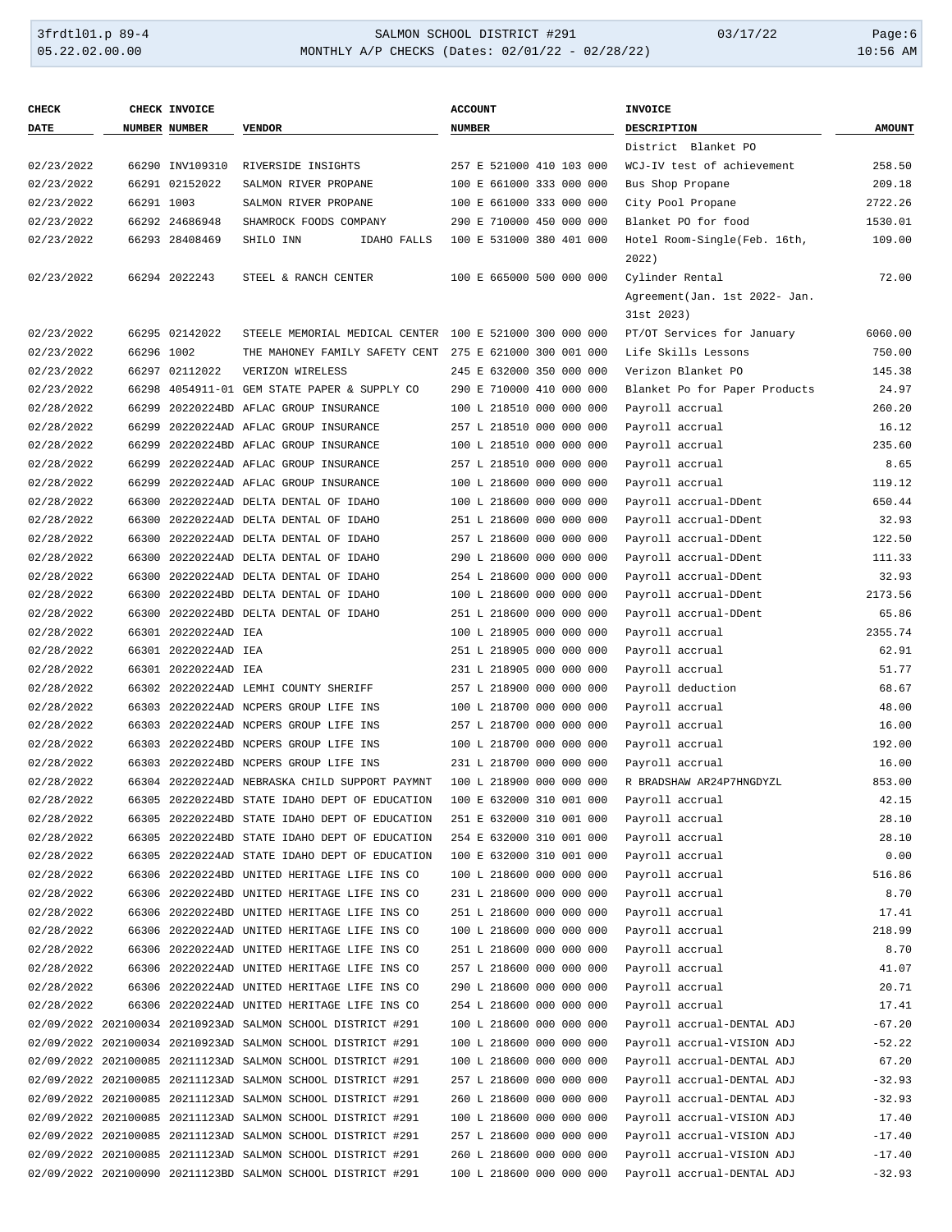| CHECK DATE | CHECK NUMBER | INVOICE NUMBER | VENDOR | ACCOUNT NUMBER | INVOICE DESCRIPTION | AMOUNT |
|---|---|---|---|---|---|---|
| | | | | | District Blanket PO | |
| 02/23/2022 | 66290 | INV109310 | RIVERSIDE INSIGHTS | 257 E 521000 410 103 000 | WCJ-IV test of achievement | 258.50 |
| 02/23/2022 | 66291 | 02152022 | SALMON RIVER PROPANE | 100 E 661000 333 000 000 | Bus Shop Propane | 209.18 |
| 02/23/2022 | 66291 | 1003 | SALMON RIVER PROPANE | 100 E 661000 333 000 000 | City Pool Propane | 2722.26 |
| 02/23/2022 | 66292 | 24686948 | SHAMROCK FOODS COMPANY | 290 E 710000 450 000 000 | Blanket PO for food | 1530.01 |
| 02/23/2022 | 66293 | 28408469 | SHILO INN IDAHO FALLS | 100 E 531000 380 401 000 | Hotel Room-Single(Feb. 16th, 2022) | 109.00 |
| 02/23/2022 | 66294 | 2022243 | STEEL & RANCH CENTER | 100 E 665000 500 000 000 | Cylinder Rental Agreement(Jan. 1st 2022- Jan. 31st 2023) | 72.00 |
| 02/23/2022 | 66295 | 02142022 | STEELE MEMORIAL MEDICAL CENTER | 100 E 521000 300 000 000 | PT/OT Services for January | 6060.00 |
| 02/23/2022 | 66296 | 1002 | THE MAHONEY FAMILY SAFETY CENT | 275 E 621000 300 001 000 | Life Skills Lessons | 750.00 |
| 02/23/2022 | 66297 | 02112022 | VERIZON WIRELESS | 245 E 632000 350 000 000 | Verizon Blanket PO | 145.38 |
| 02/23/2022 | 66298 | 4054911-01 | GEM STATE PAPER & SUPPLY CO | 290 E 710000 410 000 000 | Blanket Po for Paper Products | 24.97 |
| 02/28/2022 | 66299 | 20220224BD | AFLAC GROUP INSURANCE | 100 L 218510 000 000 000 | Payroll accrual | 260.20 |
| 02/28/2022 | 66299 | 20220224AD | AFLAC GROUP INSURANCE | 257 L 218510 000 000 000 | Payroll accrual | 16.12 |
| 02/28/2022 | 66299 | 20220224BD | AFLAC GROUP INSURANCE | 100 L 218510 000 000 000 | Payroll accrual | 235.60 |
| 02/28/2022 | 66299 | 20220224BD | AFLAC GROUP INSURANCE | 257 L 218510 000 000 000 | Payroll accrual | 8.65 |
| 02/28/2022 | 66299 | 20220224AD | AFLAC GROUP INSURANCE | 100 L 218600 000 000 000 | Payroll accrual | 119.12 |
| 02/28/2022 | 66300 | 20220224AD | DELTA DENTAL OF IDAHO | 100 L 218600 000 000 000 | Payroll accrual-DDent | 650.44 |
| 02/28/2022 | 66300 | 20220224AD | DELTA DENTAL OF IDAHO | 251 L 218600 000 000 000 | Payroll accrual-DDent | 32.93 |
| 02/28/2022 | 66300 | 20220224AD | DELTA DENTAL OF IDAHO | 257 L 218600 000 000 000 | Payroll accrual-DDent | 122.50 |
| 02/28/2022 | 66300 | 20220224AD | DELTA DENTAL OF IDAHO | 290 L 218600 000 000 000 | Payroll accrual-DDent | 111.33 |
| 02/28/2022 | 66300 | 20220224AD | DELTA DENTAL OF IDAHO | 254 L 218600 000 000 000 | Payroll accrual-DDent | 32.93 |
| 02/28/2022 | 66300 | 20220224BD | DELTA DENTAL OF IDAHO | 100 L 218600 000 000 000 | Payroll accrual-DDent | 2173.56 |
| 02/28/2022 | 66300 | 20220224BD | DELTA DENTAL OF IDAHO | 251 L 218600 000 000 000 | Payroll accrual-DDent | 65.86 |
| 02/28/2022 | 66301 | 20220224AD | IEA | 100 L 218905 000 000 000 | Payroll accrual | 2355.74 |
| 02/28/2022 | 66301 | 20220224AD | IEA | 251 L 218905 000 000 000 | Payroll accrual | 62.91 |
| 02/28/2022 | 66301 | 20220224AD | IEA | 231 L 218905 000 000 000 | Payroll accrual | 51.77 |
| 02/28/2022 | 66302 | 20220224AD | LEMHI COUNTY SHERIFF | 257 L 218900 000 000 000 | Payroll deduction | 68.67 |
| 02/28/2022 | 66303 | 20220224AD | NCPERS GROUP LIFE INS | 100 L 218700 000 000 000 | Payroll accrual | 48.00 |
| 02/28/2022 | 66303 | 20220224AD | NCPERS GROUP LIFE INS | 257 L 218700 000 000 000 | Payroll accrual | 16.00 |
| 02/28/2022 | 66303 | 20220224BD | NCPERS GROUP LIFE INS | 100 L 218700 000 000 000 | Payroll accrual | 192.00 |
| 02/28/2022 | 66303 | 20220224BD | NCPERS GROUP LIFE INS | 231 L 218700 000 000 000 | Payroll accrual | 16.00 |
| 02/28/2022 | 66304 | 20220224AD | NEBRASKA CHILD SUPPORT PAYMNT | 100 L 218900 000 000 000 | R BRADSHAW AR24P7HNGDYZL | 853.00 |
| 02/28/2022 | 66305 | 20220224BD | STATE IDAHO DEPT OF EDUCATION | 100 E 632000 310 001 000 | Payroll accrual | 42.15 |
| 02/28/2022 | 66305 | 20220224BD | STATE IDAHO DEPT OF EDUCATION | 251 E 632000 310 001 000 | Payroll accrual | 28.10 |
| 02/28/2022 | 66305 | 20220224BD | STATE IDAHO DEPT OF EDUCATION | 254 E 632000 310 001 000 | Payroll accrual | 28.10 |
| 02/28/2022 | 66305 | 20220224AD | STATE IDAHO DEPT OF EDUCATION | 100 E 632000 310 001 000 | Payroll accrual | 0.00 |
| 02/28/2022 | 66306 | 20220224BD | UNITED HERITAGE LIFE INS CO | 100 L 218600 000 000 000 | Payroll accrual | 516.86 |
| 02/28/2022 | 66306 | 20220224BD | UNITED HERITAGE LIFE INS CO | 231 L 218600 000 000 000 | Payroll accrual | 8.70 |
| 02/28/2022 | 66306 | 20220224BD | UNITED HERITAGE LIFE INS CO | 251 L 218600 000 000 000 | Payroll accrual | 17.41 |
| 02/28/2022 | 66306 | 20220224AD | UNITED HERITAGE LIFE INS CO | 100 L 218600 000 000 000 | Payroll accrual | 218.99 |
| 02/28/2022 | 66306 | 20220224AD | UNITED HERITAGE LIFE INS CO | 251 L 218600 000 000 000 | Payroll accrual | 8.70 |
| 02/28/2022 | 66306 | 20220224AD | UNITED HERITAGE LIFE INS CO | 257 L 218600 000 000 000 | Payroll accrual | 41.07 |
| 02/28/2022 | 66306 | 20220224AD | UNITED HERITAGE LIFE INS CO | 290 L 218600 000 000 000 | Payroll accrual | 20.71 |
| 02/28/2022 | 66306 | 20220224AD | UNITED HERITAGE LIFE INS CO | 254 L 218600 000 000 000 | Payroll accrual | 17.41 |
| 02/09/2022 | 202100034 | 20210923AD | SALMON SCHOOL DISTRICT #291 | 100 L 218600 000 000 000 | Payroll accrual-DENTAL ADJ | -67.20 |
| 02/09/2022 | 202100034 | 20210923AD | SALMON SCHOOL DISTRICT #291 | 100 L 218600 000 000 000 | Payroll accrual-VISION ADJ | -52.22 |
| 02/09/2022 | 202100085 | 20211123AD | SALMON SCHOOL DISTRICT #291 | 100 L 218600 000 000 000 | Payroll accrual-DENTAL ADJ | 67.20 |
| 02/09/2022 | 202100085 | 20211123AD | SALMON SCHOOL DISTRICT #291 | 257 L 218600 000 000 000 | Payroll accrual-DENTAL ADJ | -32.93 |
| 02/09/2022 | 202100085 | 20211123AD | SALMON SCHOOL DISTRICT #291 | 260 L 218600 000 000 000 | Payroll accrual-DENTAL ADJ | -32.93 |
| 02/09/2022 | 202100085 | 20211123AD | SALMON SCHOOL DISTRICT #291 | 100 L 218600 000 000 000 | Payroll accrual-VISION ADJ | 17.40 |
| 02/09/2022 | 202100085 | 20211123AD | SALMON SCHOOL DISTRICT #291 | 257 L 218600 000 000 000 | Payroll accrual-VISION ADJ | -17.40 |
| 02/09/2022 | 202100085 | 20211123AD | SALMON SCHOOL DISTRICT #291 | 260 L 218600 000 000 000 | Payroll accrual-VISION ADJ | -17.40 |
| 02/09/2022 | 202100090 | 20211123BD | SALMON SCHOOL DISTRICT #291 | 100 L 218600 000 000 000 | Payroll accrual-DENTAL ADJ | -32.93 |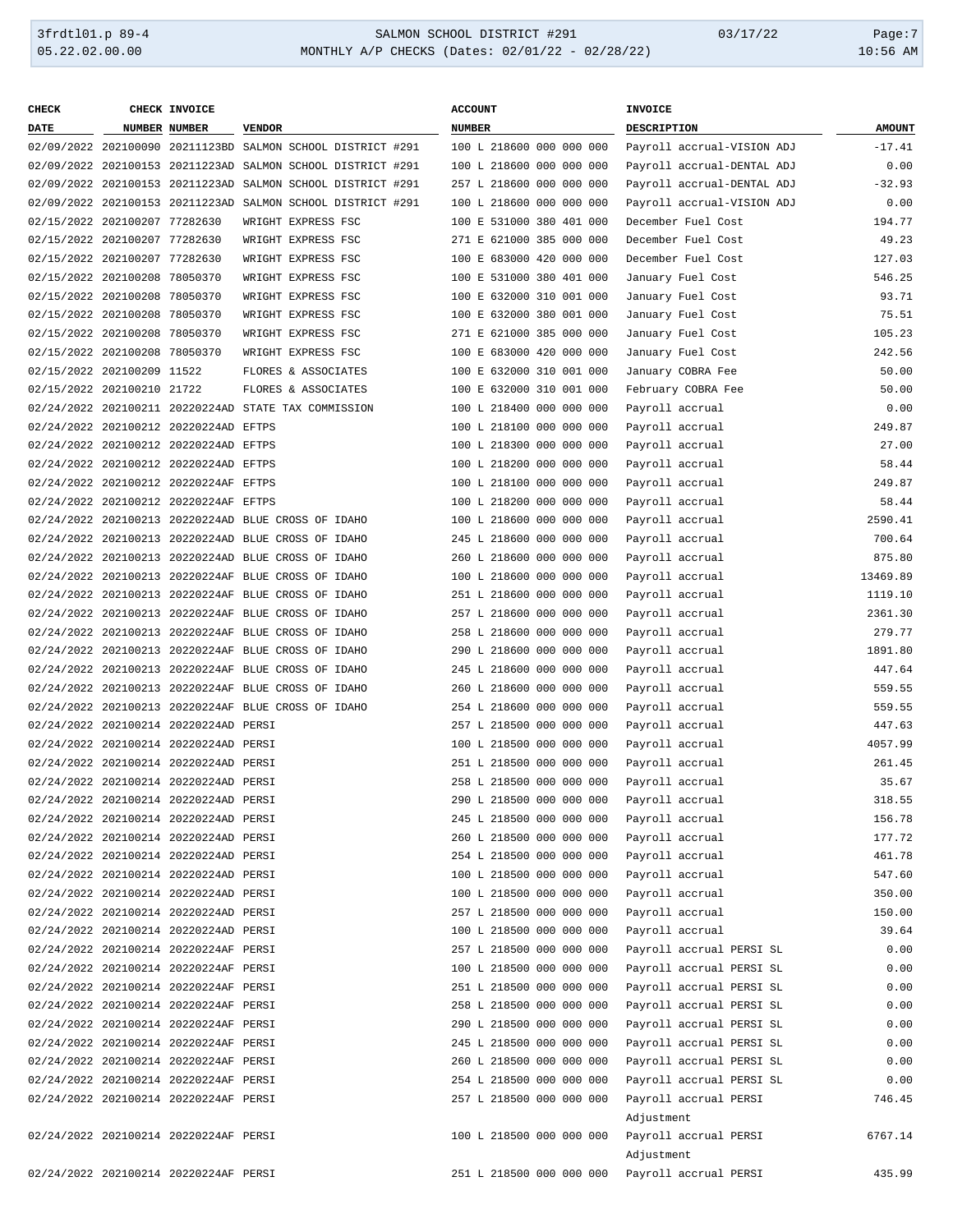| CHECK DATE | CHECK NUMBER | INVOICE NUMBER | VENDOR | ACCOUNT NUMBER | INVOICE DESCRIPTION | AMOUNT |
|---|---|---|---|---|---|---|
| 02/09/2022 | 202100090 | 20211123BD | SALMON SCHOOL DISTRICT #291 | 100 L 218600 000 000 000 | Payroll accrual-VISION ADJ | -17.41 |
| 02/09/2022 | 202100153 | 20211223AD | SALMON SCHOOL DISTRICT #291 | 100 L 218600 000 000 000 | Payroll accrual-DENTAL ADJ | 0.00 |
| 02/09/2022 | 202100153 | 20211223AD | SALMON SCHOOL DISTRICT #291 | 257 L 218600 000 000 000 | Payroll accrual-DENTAL ADJ | -32.93 |
| 02/09/2022 | 202100153 | 20211223AD | SALMON SCHOOL DISTRICT #291 | 100 L 218600 000 000 000 | Payroll accrual-VISION ADJ | 0.00 |
| 02/15/2022 | 202100207 | 77282630 | WRIGHT EXPRESS FSC | 100 E 531000 380 401 000 | December Fuel Cost | 194.77 |
| 02/15/2022 | 202100207 | 77282630 | WRIGHT EXPRESS FSC | 271 E 621000 385 000 000 | December Fuel Cost | 49.23 |
| 02/15/2022 | 202100207 | 77282630 | WRIGHT EXPRESS FSC | 100 E 683000 420 000 000 | December Fuel Cost | 127.03 |
| 02/15/2022 | 202100208 | 78050370 | WRIGHT EXPRESS FSC | 100 E 531000 380 401 000 | January Fuel Cost | 546.25 |
| 02/15/2022 | 202100208 | 78050370 | WRIGHT EXPRESS FSC | 100 E 632000 310 001 000 | January Fuel Cost | 93.71 |
| 02/15/2022 | 202100208 | 78050370 | WRIGHT EXPRESS FSC | 100 E 632000 380 001 000 | January Fuel Cost | 75.51 |
| 02/15/2022 | 202100208 | 78050370 | WRIGHT EXPRESS FSC | 271 E 621000 385 000 000 | January Fuel Cost | 105.23 |
| 02/15/2022 | 202100208 | 78050370 | WRIGHT EXPRESS FSC | 100 E 683000 420 000 000 | January Fuel Cost | 242.56 |
| 02/15/2022 | 202100209 | 11522 | FLORES & ASSOCIATES | 100 E 632000 310 001 000 | January COBRA Fee | 50.00 |
| 02/15/2022 | 202100210 | 21722 | FLORES & ASSOCIATES | 100 E 632000 310 001 000 | February COBRA Fee | 50.00 |
| 02/24/2022 | 202100211 | 20220224AD | STATE TAX COMMISSION | 100 L 218400 000 000 000 | Payroll accrual | 0.00 |
| 02/24/2022 | 202100212 | 20220224AD | EFTPS | 100 L 218100 000 000 000 | Payroll accrual | 249.87 |
| 02/24/2022 | 202100212 | 20220224AD | EFTPS | 100 L 218300 000 000 000 | Payroll accrual | 27.00 |
| 02/24/2022 | 202100212 | 20220224AD | EFTPS | 100 L 218200 000 000 000 | Payroll accrual | 58.44 |
| 02/24/2022 | 202100212 | 20220224AF | EFTPS | 100 L 218100 000 000 000 | Payroll accrual | 249.87 |
| 02/24/2022 | 202100212 | 20220224AF | EFTPS | 100 L 218200 000 000 000 | Payroll accrual | 58.44 |
| 02/24/2022 | 202100213 | 20220224AD | BLUE CROSS OF IDAHO | 100 L 218600 000 000 000 | Payroll accrual | 2590.41 |
| 02/24/2022 | 202100213 | 20220224AD | BLUE CROSS OF IDAHO | 245 L 218600 000 000 000 | Payroll accrual | 700.64 |
| 02/24/2022 | 202100213 | 20220224AD | BLUE CROSS OF IDAHO | 260 L 218600 000 000 000 | Payroll accrual | 875.80 |
| 02/24/2022 | 202100213 | 20220224AF | BLUE CROSS OF IDAHO | 100 L 218600 000 000 000 | Payroll accrual | 13469.89 |
| 02/24/2022 | 202100213 | 20220224AF | BLUE CROSS OF IDAHO | 251 L 218600 000 000 000 | Payroll accrual | 1119.10 |
| 02/24/2022 | 202100213 | 20220224AF | BLUE CROSS OF IDAHO | 257 L 218600 000 000 000 | Payroll accrual | 2361.30 |
| 02/24/2022 | 202100213 | 20220224AF | BLUE CROSS OF IDAHO | 258 L 218600 000 000 000 | Payroll accrual | 279.77 |
| 02/24/2022 | 202100213 | 20220224AF | BLUE CROSS OF IDAHO | 290 L 218600 000 000 000 | Payroll accrual | 1891.80 |
| 02/24/2022 | 202100213 | 20220224AF | BLUE CROSS OF IDAHO | 245 L 218600 000 000 000 | Payroll accrual | 447.64 |
| 02/24/2022 | 202100213 | 20220224AF | BLUE CROSS OF IDAHO | 260 L 218600 000 000 000 | Payroll accrual | 559.55 |
| 02/24/2022 | 202100213 | 20220224AF | BLUE CROSS OF IDAHO | 254 L 218600 000 000 000 | Payroll accrual | 559.55 |
| 02/24/2022 | 202100214 | 20220224AD | PERSI | 257 L 218500 000 000 000 | Payroll accrual | 447.63 |
| 02/24/2022 | 202100214 | 20220224AD | PERSI | 100 L 218500 000 000 000 | Payroll accrual | 4057.99 |
| 02/24/2022 | 202100214 | 20220224AD | PERSI | 251 L 218500 000 000 000 | Payroll accrual | 261.45 |
| 02/24/2022 | 202100214 | 20220224AD | PERSI | 258 L 218500 000 000 000 | Payroll accrual | 35.67 |
| 02/24/2022 | 202100214 | 20220224AD | PERSI | 290 L 218500 000 000 000 | Payroll accrual | 318.55 |
| 02/24/2022 | 202100214 | 20220224AD | PERSI | 245 L 218500 000 000 000 | Payroll accrual | 156.78 |
| 02/24/2022 | 202100214 | 20220224AD | PERSI | 260 L 218500 000 000 000 | Payroll accrual | 177.72 |
| 02/24/2022 | 202100214 | 20220224AD | PERSI | 254 L 218500 000 000 000 | Payroll accrual | 461.78 |
| 02/24/2022 | 202100214 | 20220224AD | PERSI | 100 L 218500 000 000 000 | Payroll accrual | 547.60 |
| 02/24/2022 | 202100214 | 20220224AD | PERSI | 100 L 218500 000 000 000 | Payroll accrual | 350.00 |
| 02/24/2022 | 202100214 | 20220224AD | PERSI | 257 L 218500 000 000 000 | Payroll accrual | 150.00 |
| 02/24/2022 | 202100214 | 20220224AD | PERSI | 100 L 218500 000 000 000 | Payroll accrual | 39.64 |
| 02/24/2022 | 202100214 | 20220224AF | PERSI | 257 L 218500 000 000 000 | Payroll accrual PERSI SL | 0.00 |
| 02/24/2022 | 202100214 | 20220224AF | PERSI | 100 L 218500 000 000 000 | Payroll accrual PERSI SL | 0.00 |
| 02/24/2022 | 202100214 | 20220224AF | PERSI | 251 L 218500 000 000 000 | Payroll accrual PERSI SL | 0.00 |
| 02/24/2022 | 202100214 | 20220224AF | PERSI | 258 L 218500 000 000 000 | Payroll accrual PERSI SL | 0.00 |
| 02/24/2022 | 202100214 | 20220224AF | PERSI | 290 L 218500 000 000 000 | Payroll accrual PERSI SL | 0.00 |
| 02/24/2022 | 202100214 | 20220224AF | PERSI | 245 L 218500 000 000 000 | Payroll accrual PERSI SL | 0.00 |
| 02/24/2022 | 202100214 | 20220224AF | PERSI | 260 L 218500 000 000 000 | Payroll accrual PERSI SL | 0.00 |
| 02/24/2022 | 202100214 | 20220224AF | PERSI | 254 L 218500 000 000 000 | Payroll accrual PERSI SL | 0.00 |
| 02/24/2022 | 202100214 | 20220224AF | PERSI | 257 L 218500 000 000 000 | Payroll accrual PERSI Adjustment | 746.45 |
| 02/24/2022 | 202100214 | 20220224AF | PERSI | 100 L 218500 000 000 000 | Payroll accrual PERSI Adjustment | 6767.14 |
| 02/24/2022 | 202100214 | 20220224AF | PERSI | 251 L 218500 000 000 000 | Payroll accrual PERSI | 435.99 |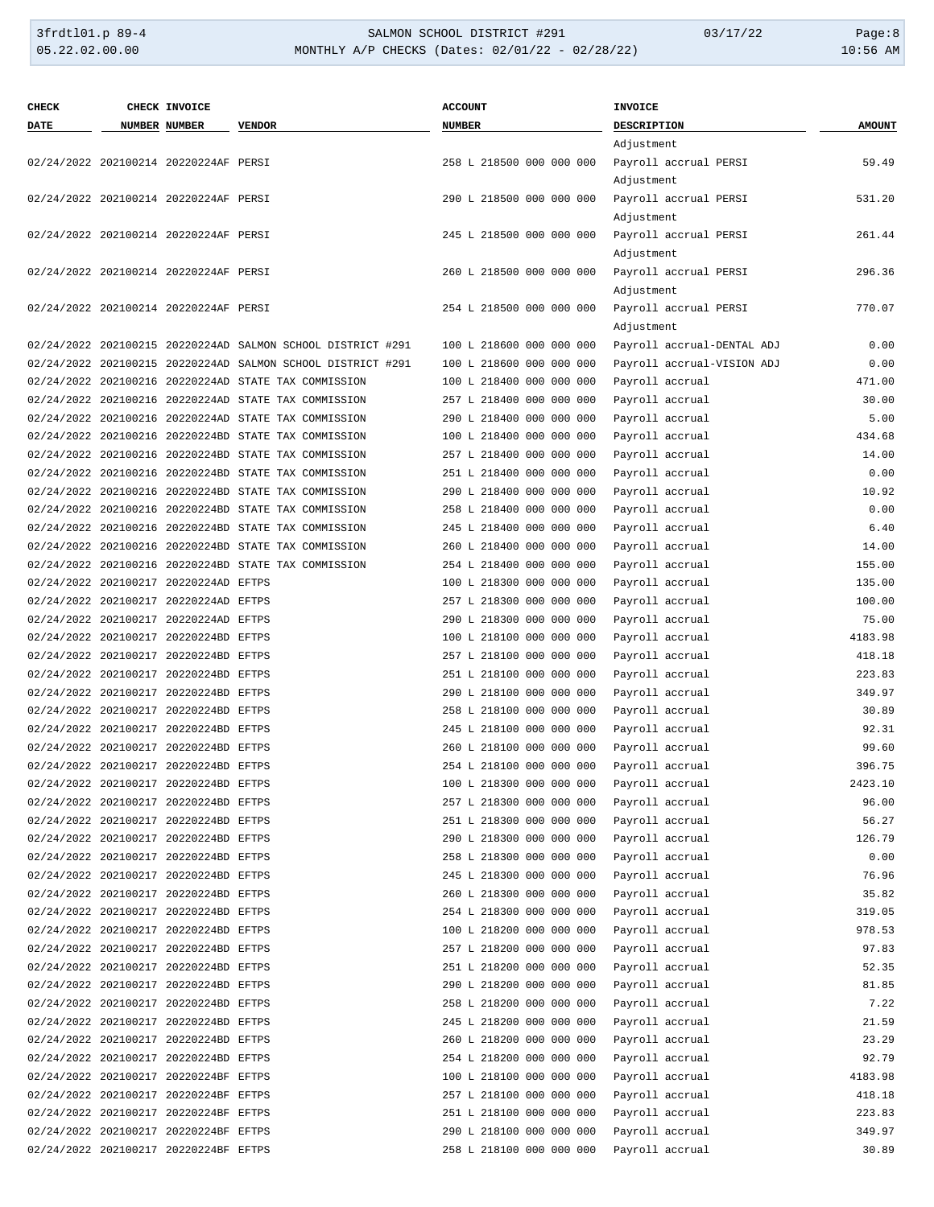| CHECK DATE | CHECK NUMBER | INVOICE NUMBER | VENDOR | ACCOUNT NUMBER | INVOICE DESCRIPTION | AMOUNT |
|---|---|---|---|---|---|---|
| | | | | | Adjustment | |
| 02/24/2022 | 202100214 | 20220224AF | PERSI | 258 L 218500 000 000 000 | Payroll accrual PERSI Adjustment | 59.49 |
| 02/24/2022 | 202100214 | 20220224AF | PERSI | 290 L 218500 000 000 000 | Payroll accrual PERSI Adjustment | 531.20 |
| 02/24/2022 | 202100214 | 20220224AF | PERSI | 245 L 218500 000 000 000 | Payroll accrual PERSI Adjustment | 261.44 |
| 02/24/2022 | 202100214 | 20220224AF | PERSI | 260 L 218500 000 000 000 | Payroll accrual PERSI Adjustment | 296.36 |
| 02/24/2022 | 202100214 | 20220224AF | PERSI | 254 L 218500 000 000 000 | Payroll accrual PERSI Adjustment | 770.07 |
| 02/24/2022 | 202100215 | 20220224AD | SALMON SCHOOL DISTRICT #291 | 100 L 218600 000 000 000 | Payroll accrual-DENTAL ADJ | 0.00 |
| 02/24/2022 | 202100215 | 20220224AD | SALMON SCHOOL DISTRICT #291 | 100 L 218600 000 000 000 | Payroll accrual-VISION ADJ | 0.00 |
| 02/24/2022 | 202100216 | 20220224AD | STATE TAX COMMISSION | 100 L 218400 000 000 000 | Payroll accrual | 471.00 |
| 02/24/2022 | 202100216 | 20220224AD | STATE TAX COMMISSION | 257 L 218400 000 000 000 | Payroll accrual | 30.00 |
| 02/24/2022 | 202100216 | 20220224AD | STATE TAX COMMISSION | 290 L 218400 000 000 000 | Payroll accrual | 5.00 |
| 02/24/2022 | 202100216 | 20220224BD | STATE TAX COMMISSION | 100 L 218400 000 000 000 | Payroll accrual | 434.68 |
| 02/24/2022 | 202100216 | 20220224BD | STATE TAX COMMISSION | 257 L 218400 000 000 000 | Payroll accrual | 14.00 |
| 02/24/2022 | 202100216 | 20220224BD | STATE TAX COMMISSION | 251 L 218400 000 000 000 | Payroll accrual | 0.00 |
| 02/24/2022 | 202100216 | 20220224BD | STATE TAX COMMISSION | 290 L 218400 000 000 000 | Payroll accrual | 10.92 |
| 02/24/2022 | 202100216 | 20220224BD | STATE TAX COMMISSION | 258 L 218400 000 000 000 | Payroll accrual | 0.00 |
| 02/24/2022 | 202100216 | 20220224BD | STATE TAX COMMISSION | 245 L 218400 000 000 000 | Payroll accrual | 6.40 |
| 02/24/2022 | 202100216 | 20220224BD | STATE TAX COMMISSION | 260 L 218400 000 000 000 | Payroll accrual | 14.00 |
| 02/24/2022 | 202100216 | 20220224BD | STATE TAX COMMISSION | 254 L 218400 000 000 000 | Payroll accrual | 155.00 |
| 02/24/2022 | 202100217 | 20220224AD | EFTPS | 100 L 218300 000 000 000 | Payroll accrual | 135.00 |
| 02/24/2022 | 202100217 | 20220224AD | EFTPS | 257 L 218300 000 000 000 | Payroll accrual | 100.00 |
| 02/24/2022 | 202100217 | 20220224AD | EFTPS | 290 L 218300 000 000 000 | Payroll accrual | 75.00 |
| 02/24/2022 | 202100217 | 20220224BD | EFTPS | 100 L 218100 000 000 000 | Payroll accrual | 4183.98 |
| 02/24/2022 | 202100217 | 20220224BD | EFTPS | 257 L 218100 000 000 000 | Payroll accrual | 418.18 |
| 02/24/2022 | 202100217 | 20220224BD | EFTPS | 251 L 218100 000 000 000 | Payroll accrual | 223.83 |
| 02/24/2022 | 202100217 | 20220224BD | EFTPS | 290 L 218100 000 000 000 | Payroll accrual | 349.97 |
| 02/24/2022 | 202100217 | 20220224BD | EFTPS | 258 L 218100 000 000 000 | Payroll accrual | 30.89 |
| 02/24/2022 | 202100217 | 20220224BD | EFTPS | 245 L 218100 000 000 000 | Payroll accrual | 92.31 |
| 02/24/2022 | 202100217 | 20220224BD | EFTPS | 260 L 218100 000 000 000 | Payroll accrual | 99.60 |
| 02/24/2022 | 202100217 | 20220224BD | EFTPS | 254 L 218100 000 000 000 | Payroll accrual | 396.75 |
| 02/24/2022 | 202100217 | 20220224BD | EFTPS | 100 L 218300 000 000 000 | Payroll accrual | 2423.10 |
| 02/24/2022 | 202100217 | 20220224BD | EFTPS | 257 L 218300 000 000 000 | Payroll accrual | 96.00 |
| 02/24/2022 | 202100217 | 20220224BD | EFTPS | 251 L 218300 000 000 000 | Payroll accrual | 56.27 |
| 02/24/2022 | 202100217 | 20220224BD | EFTPS | 290 L 218300 000 000 000 | Payroll accrual | 126.79 |
| 02/24/2022 | 202100217 | 20220224BD | EFTPS | 258 L 218300 000 000 000 | Payroll accrual | 0.00 |
| 02/24/2022 | 202100217 | 20220224BD | EFTPS | 245 L 218300 000 000 000 | Payroll accrual | 76.96 |
| 02/24/2022 | 202100217 | 20220224BD | EFTPS | 260 L 218300 000 000 000 | Payroll accrual | 35.82 |
| 02/24/2022 | 202100217 | 20220224BD | EFTPS | 254 L 218300 000 000 000 | Payroll accrual | 319.05 |
| 02/24/2022 | 202100217 | 20220224BD | EFTPS | 100 L 218200 000 000 000 | Payroll accrual | 978.53 |
| 02/24/2022 | 202100217 | 20220224BD | EFTPS | 257 L 218200 000 000 000 | Payroll accrual | 97.83 |
| 02/24/2022 | 202100217 | 20220224BD | EFTPS | 251 L 218200 000 000 000 | Payroll accrual | 52.35 |
| 02/24/2022 | 202100217 | 20220224BD | EFTPS | 290 L 218200 000 000 000 | Payroll accrual | 81.85 |
| 02/24/2022 | 202100217 | 20220224BD | EFTPS | 258 L 218200 000 000 000 | Payroll accrual | 7.22 |
| 02/24/2022 | 202100217 | 20220224BD | EFTPS | 245 L 218200 000 000 000 | Payroll accrual | 21.59 |
| 02/24/2022 | 202100217 | 20220224BD | EFTPS | 260 L 218200 000 000 000 | Payroll accrual | 23.29 |
| 02/24/2022 | 202100217 | 20220224BD | EFTPS | 254 L 218200 000 000 000 | Payroll accrual | 92.79 |
| 02/24/2022 | 202100217 | 20220224BF | EFTPS | 100 L 218100 000 000 000 | Payroll accrual | 4183.98 |
| 02/24/2022 | 202100217 | 20220224BF | EFTPS | 257 L 218100 000 000 000 | Payroll accrual | 418.18 |
| 02/24/2022 | 202100217 | 20220224BF | EFTPS | 251 L 218100 000 000 000 | Payroll accrual | 223.83 |
| 02/24/2022 | 202100217 | 20220224BF | EFTPS | 290 L 218100 000 000 000 | Payroll accrual | 349.97 |
| 02/24/2022 | 202100217 | 20220224BF | EFTPS | 258 L 218100 000 000 000 | Payroll accrual | 30.89 |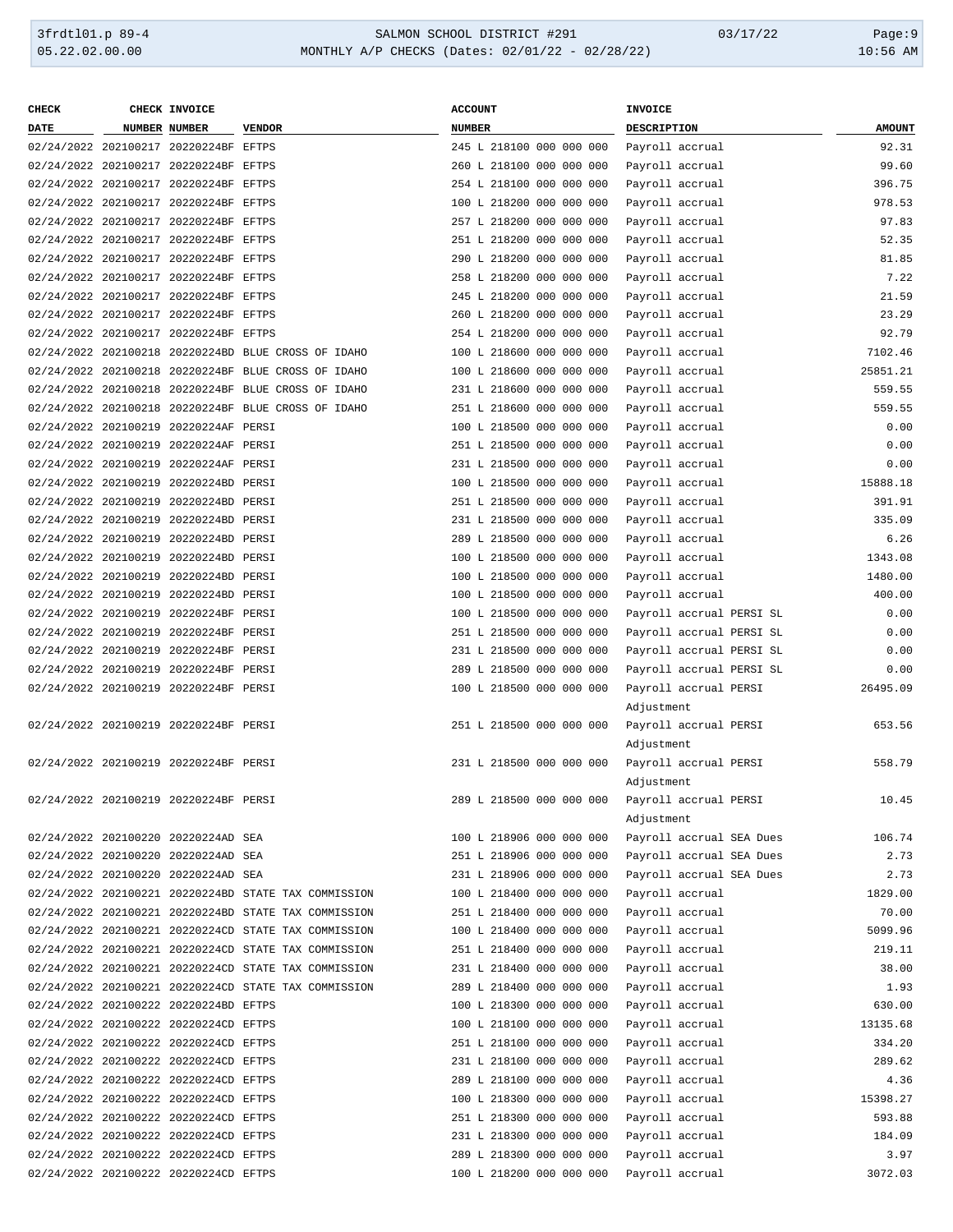| CHECK DATE | CHECK NUMBER | INVOICE NUMBER | VENDOR | ACCOUNT NUMBER | INVOICE DESCRIPTION | AMOUNT |
|---|---|---|---|---|---|---|
| 02/24/2022 | 202100217 | 20220224BF | EFTPS | 245 L 218100 000 000 000 | Payroll accrual | 92.31 |
| 02/24/2022 | 202100217 | 20220224BF | EFTPS | 260 L 218100 000 000 000 | Payroll accrual | 99.60 |
| 02/24/2022 | 202100217 | 20220224BF | EFTPS | 254 L 218100 000 000 000 | Payroll accrual | 396.75 |
| 02/24/2022 | 202100217 | 20220224BF | EFTPS | 100 L 218200 000 000 000 | Payroll accrual | 978.53 |
| 02/24/2022 | 202100217 | 20220224BF | EFTPS | 257 L 218200 000 000 000 | Payroll accrual | 97.83 |
| 02/24/2022 | 202100217 | 20220224BF | EFTPS | 251 L 218200 000 000 000 | Payroll accrual | 52.35 |
| 02/24/2022 | 202100217 | 20220224BF | EFTPS | 290 L 218200 000 000 000 | Payroll accrual | 81.85 |
| 02/24/2022 | 202100217 | 20220224BF | EFTPS | 258 L 218200 000 000 000 | Payroll accrual | 7.22 |
| 02/24/2022 | 202100217 | 20220224BF | EFTPS | 245 L 218200 000 000 000 | Payroll accrual | 21.59 |
| 02/24/2022 | 202100217 | 20220224BF | EFTPS | 260 L 218200 000 000 000 | Payroll accrual | 23.29 |
| 02/24/2022 | 202100217 | 20220224BF | EFTPS | 254 L 218200 000 000 000 | Payroll accrual | 92.79 |
| 02/24/2022 | 202100218 | 20220224BD | BLUE CROSS OF IDAHO | 100 L 218600 000 000 000 | Payroll accrual | 7102.46 |
| 02/24/2022 | 202100218 | 20220224BF | BLUE CROSS OF IDAHO | 100 L 218600 000 000 000 | Payroll accrual | 25851.21 |
| 02/24/2022 | 202100218 | 20220224BF | BLUE CROSS OF IDAHO | 231 L 218600 000 000 000 | Payroll accrual | 559.55 |
| 02/24/2022 | 202100218 | 20220224BF | BLUE CROSS OF IDAHO | 251 L 218600 000 000 000 | Payroll accrual | 559.55 |
| 02/24/2022 | 202100219 | 20220224AF | PERSI | 100 L 218500 000 000 000 | Payroll accrual | 0.00 |
| 02/24/2022 | 202100219 | 20220224AF | PERSI | 251 L 218500 000 000 000 | Payroll accrual | 0.00 |
| 02/24/2022 | 202100219 | 20220224AF | PERSI | 231 L 218500 000 000 000 | Payroll accrual | 0.00 |
| 02/24/2022 | 202100219 | 20220224BD | PERSI | 100 L 218500 000 000 000 | Payroll accrual | 15888.18 |
| 02/24/2022 | 202100219 | 20220224BD | PERSI | 251 L 218500 000 000 000 | Payroll accrual | 391.91 |
| 02/24/2022 | 202100219 | 20220224BD | PERSI | 231 L 218500 000 000 000 | Payroll accrual | 335.09 |
| 02/24/2022 | 202100219 | 20220224BD | PERSI | 289 L 218500 000 000 000 | Payroll accrual | 6.26 |
| 02/24/2022 | 202100219 | 20220224BD | PERSI | 100 L 218500 000 000 000 | Payroll accrual | 1343.08 |
| 02/24/2022 | 202100219 | 20220224BD | PERSI | 100 L 218500 000 000 000 | Payroll accrual | 1480.00 |
| 02/24/2022 | 202100219 | 20220224BD | PERSI | 100 L 218500 000 000 000 | Payroll accrual | 400.00 |
| 02/24/2022 | 202100219 | 20220224BF | PERSI | 100 L 218500 000 000 000 | Payroll accrual PERSI SL | 0.00 |
| 02/24/2022 | 202100219 | 20220224BF | PERSI | 251 L 218500 000 000 000 | Payroll accrual PERSI SL | 0.00 |
| 02/24/2022 | 202100219 | 20220224BF | PERSI | 231 L 218500 000 000 000 | Payroll accrual PERSI SL | 0.00 |
| 02/24/2022 | 202100219 | 20220224BF | PERSI | 289 L 218500 000 000 000 | Payroll accrual PERSI SL | 0.00 |
| 02/24/2022 | 202100219 | 20220224BF | PERSI | 100 L 218500 000 000 000 | Payroll accrual PERSI Adjustment | 26495.09 |
| 02/24/2022 | 202100219 | 20220224BF | PERSI | 251 L 218500 000 000 000 | Payroll accrual PERSI Adjustment | 653.56 |
| 02/24/2022 | 202100219 | 20220224BF | PERSI | 231 L 218500 000 000 000 | Payroll accrual PERSI Adjustment | 558.79 |
| 02/24/2022 | 202100219 | 20220224BF | PERSI | 289 L 218500 000 000 000 | Payroll accrual PERSI Adjustment | 10.45 |
| 02/24/2022 | 202100220 | 20220224AD | SEA | 100 L 218906 000 000 000 | Payroll accrual SEA Dues | 106.74 |
| 02/24/2022 | 202100220 | 20220224AD | SEA | 251 L 218906 000 000 000 | Payroll accrual SEA Dues | 2.73 |
| 02/24/2022 | 202100220 | 20220224AD | SEA | 231 L 218906 000 000 000 | Payroll accrual SEA Dues | 2.73 |
| 02/24/2022 | 202100221 | 20220224BD | STATE TAX COMMISSION | 100 L 218400 000 000 000 | Payroll accrual | 1829.00 |
| 02/24/2022 | 202100221 | 20220224BD | STATE TAX COMMISSION | 251 L 218400 000 000 000 | Payroll accrual | 70.00 |
| 02/24/2022 | 202100221 | 20220224CD | STATE TAX COMMISSION | 100 L 218400 000 000 000 | Payroll accrual | 5099.96 |
| 02/24/2022 | 202100221 | 20220224CD | STATE TAX COMMISSION | 251 L 218400 000 000 000 | Payroll accrual | 219.11 |
| 02/24/2022 | 202100221 | 20220224CD | STATE TAX COMMISSION | 231 L 218400 000 000 000 | Payroll accrual | 38.00 |
| 02/24/2022 | 202100221 | 20220224CD | STATE TAX COMMISSION | 289 L 218400 000 000 000 | Payroll accrual | 1.93 |
| 02/24/2022 | 202100222 | 20220224BD | EFTPS | 100 L 218300 000 000 000 | Payroll accrual | 630.00 |
| 02/24/2022 | 202100222 | 20220224CD | EFTPS | 100 L 218100 000 000 000 | Payroll accrual | 13135.68 |
| 02/24/2022 | 202100222 | 20220224CD | EFTPS | 251 L 218100 000 000 000 | Payroll accrual | 334.20 |
| 02/24/2022 | 202100222 | 20220224CD | EFTPS | 231 L 218100 000 000 000 | Payroll accrual | 289.62 |
| 02/24/2022 | 202100222 | 20220224CD | EFTPS | 289 L 218100 000 000 000 | Payroll accrual | 4.36 |
| 02/24/2022 | 202100222 | 20220224CD | EFTPS | 100 L 218300 000 000 000 | Payroll accrual | 15398.27 |
| 02/24/2022 | 202100222 | 20220224CD | EFTPS | 251 L 218300 000 000 000 | Payroll accrual | 593.88 |
| 02/24/2022 | 202100222 | 20220224CD | EFTPS | 231 L 218300 000 000 000 | Payroll accrual | 184.09 |
| 02/24/2022 | 202100222 | 20220224CD | EFTPS | 289 L 218300 000 000 000 | Payroll accrual | 3.97 |
| 02/24/2022 | 202100222 | 20220224CD | EFTPS | 100 L 218200 000 000 000 | Payroll accrual | 3072.03 |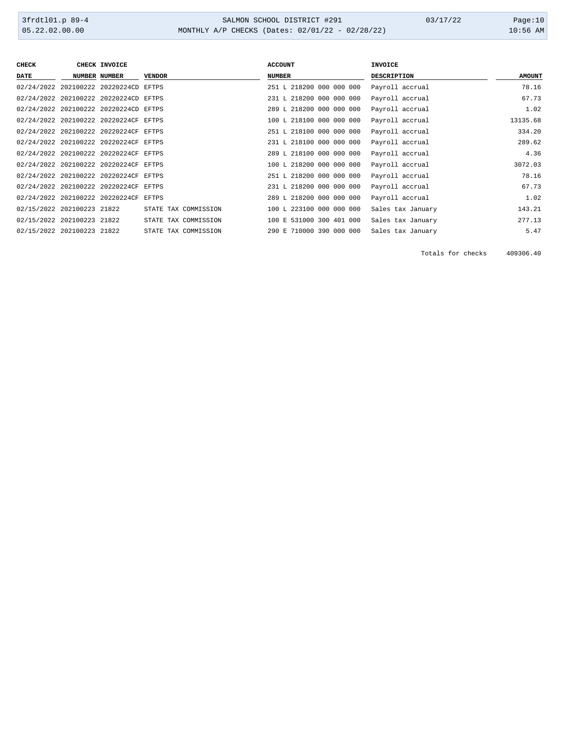| CHECK DATE | CHECK NUMBER | INVOICE NUMBER | VENDOR | ACCOUNT NUMBER | INVOICE DESCRIPTION | AMOUNT |
|---|---|---|---|---|---|---|
| 02/24/2022 | 202100222 | 20220224CD | EFTPS | 251 L 218200 000 000 000 | Payroll accrual | 78.16 |
| 02/24/2022 | 202100222 | 20220224CD | EFTPS | 231 L 218200 000 000 000 | Payroll accrual | 67.73 |
| 02/24/2022 | 202100222 | 20220224CD | EFTPS | 289 L 218200 000 000 000 | Payroll accrual | 1.02 |
| 02/24/2022 | 202100222 | 20220224CF | EFTPS | 100 L 218100 000 000 000 | Payroll accrual | 13135.68 |
| 02/24/2022 | 202100222 | 20220224CF | EFTPS | 251 L 218100 000 000 000 | Payroll accrual | 334.20 |
| 02/24/2022 | 202100222 | 20220224CF | EFTPS | 231 L 218100 000 000 000 | Payroll accrual | 289.62 |
| 02/24/2022 | 202100222 | 20220224CF | EFTPS | 289 L 218100 000 000 000 | Payroll accrual | 4.36 |
| 02/24/2022 | 202100222 | 20220224CF | EFTPS | 100 L 218200 000 000 000 | Payroll accrual | 3072.03 |
| 02/24/2022 | 202100222 | 20220224CF | EFTPS | 251 L 218200 000 000 000 | Payroll accrual | 78.16 |
| 02/24/2022 | 202100222 | 20220224CF | EFTPS | 231 L 218200 000 000 000 | Payroll accrual | 67.73 |
| 02/24/2022 | 202100222 | 20220224CF | EFTPS | 289 L 218200 000 000 000 | Payroll accrual | 1.02 |
| 02/15/2022 | 202100223 | 21822 | STATE TAX COMMISSION | 100 L 223100 000 000 000 | Sales tax January | 143.21 |
| 02/15/2022 | 202100223 | 21822 | STATE TAX COMMISSION | 100 E 531000 300 401 000 | Sales tax January | 277.13 |
| 02/15/2022 | 202100223 | 21822 | STATE TAX COMMISSION | 290 E 710000 390 000 000 | Sales tax January | 5.47 |

Totals for checks 409306.40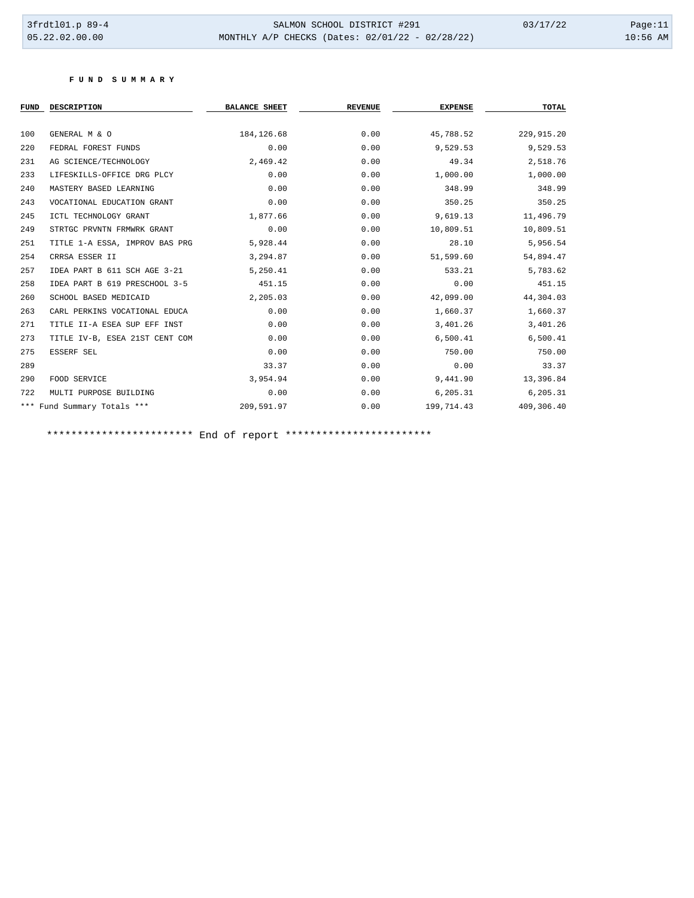**F U N D   S U M M A R Y**

| FUND | DESCRIPTION | BALANCE SHEET | REVENUE | EXPENSE | TOTAL |
|---|---|---|---|---|---|
| 100 | GENERAL M & O | 184,126.68 | 0.00 | 45,788.52 | 229,915.20 |
| 220 | FEDRAL FOREST FUNDS | 0.00 | 0.00 | 9,529.53 | 9,529.53 |
| 231 | AG SCIENCE/TECHNOLOGY | 2,469.42 | 0.00 | 49.34 | 2,518.76 |
| 233 | LIFESKILLS-OFFICE DRG PLCY | 0.00 | 0.00 | 1,000.00 | 1,000.00 |
| 240 | MASTERY BASED LEARNING | 0.00 | 0.00 | 348.99 | 348.99 |
| 243 | VOCATIONAL EDUCATION GRANT | 0.00 | 0.00 | 350.25 | 350.25 |
| 245 | ICTL TECHNOLOGY GRANT | 1,877.66 | 0.00 | 9,619.13 | 11,496.79 |
| 249 | STRTGC PRVNTN FRMWRK GRANT | 0.00 | 0.00 | 10,809.51 | 10,809.51 |
| 251 | TITLE 1-A ESSA, IMPROV BAS PRG | 5,928.44 | 0.00 | 28.10 | 5,956.54 |
| 254 | CRRSA ESSER II | 3,294.87 | 0.00 | 51,599.60 | 54,894.47 |
| 257 | IDEA PART B 611 SCH AGE 3-21 | 5,250.41 | 0.00 | 533.21 | 5,783.62 |
| 258 | IDEA PART B 619 PRESCHOOL 3-5 | 451.15 | 0.00 | 0.00 | 451.15 |
| 260 | SCHOOL BASED MEDICAID | 2,205.03 | 0.00 | 42,099.00 | 44,304.03 |
| 263 | CARL PERKINS VOCATIONAL EDUCA | 0.00 | 0.00 | 1,660.37 | 1,660.37 |
| 271 | TITLE II-A ESEA SUP EFF INST | 0.00 | 0.00 | 3,401.26 | 3,401.26 |
| 273 | TITLE IV-B, ESEA 21ST CENT COM | 0.00 | 0.00 | 6,500.41 | 6,500.41 |
| 275 | ESSERF SEL | 0.00 | 0.00 | 750.00 | 750.00 |
| 289 | | 33.37 | 0.00 | 0.00 | 33.37 |
| 290 | FOOD SERVICE | 3,954.94 | 0.00 | 9,441.90 | 13,396.84 |
| 722 | MULTI PURPOSE BUILDING | 0.00 | 0.00 | 6,205.31 | 6,205.31 |
| *** Fund Summary Totals *** | | 209,591.97 | 0.00 | 199,714.43 | 409,306.40 |

************************ End of report ************************